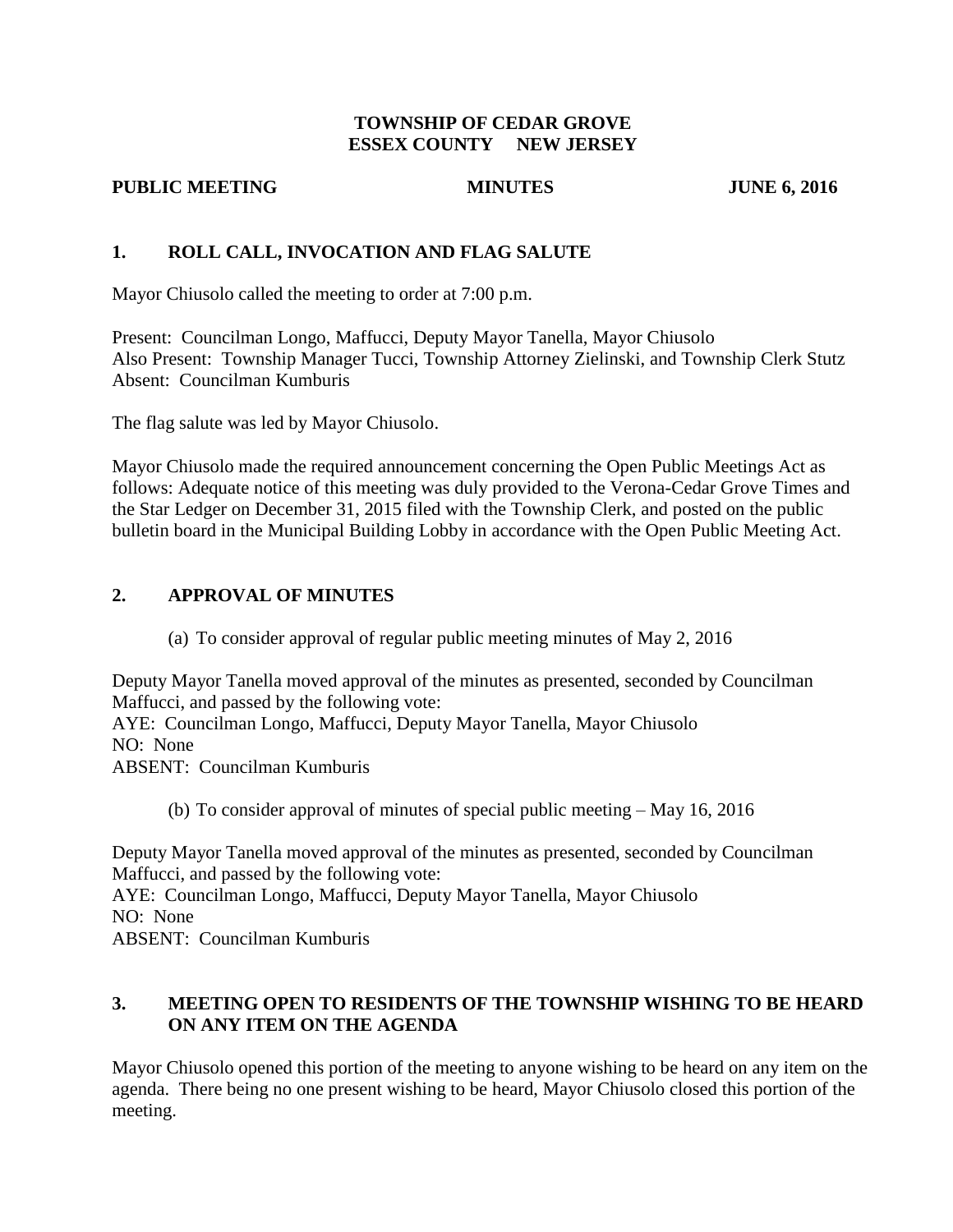**TOWNSHIP OF CEDAR GROVE**
**ESSEX COUNTY NEW JERSEY**

**PUBLIC MEETING MINUTES JUNE 6, 2016**

## 1. ROLL CALL, INVOCATION AND FLAG SALUTE

Mayor Chiusolo called the meeting to order at 7:00 p.m.

Present: Councilman Longo, Maffucci, Deputy Mayor Tanella, Mayor Chiusolo
Also Present: Township Manager Tucci, Township Attorney Zielinski, and Township Clerk Stutz
Absent: Councilman Kumburis

The flag salute was led by Mayor Chiusolo.

Mayor Chiusolo made the required announcement concerning the Open Public Meetings Act as follows: Adequate notice of this meeting was duly provided to the Verona-Cedar Grove Times and the Star Ledger on December 31, 2015 filed with the Township Clerk, and posted on the public bulletin board in the Municipal Building Lobby in accordance with the Open Public Meeting Act.

## 2. APPROVAL OF MINUTES

(a) To consider approval of regular public meeting minutes of May 2, 2016

Deputy Mayor Tanella moved approval of the minutes as presented, seconded by Councilman Maffucci, and passed by the following vote:
AYE: Councilman Longo, Maffucci, Deputy Mayor Tanella, Mayor Chiusolo
NO: None
ABSENT: Councilman Kumburis

(b) To consider approval of minutes of special public meeting – May 16, 2016

Deputy Mayor Tanella moved approval of the minutes as presented, seconded by Councilman Maffucci, and passed by the following vote:
AYE: Councilman Longo, Maffucci, Deputy Mayor Tanella, Mayor Chiusolo
NO: None
ABSENT: Councilman Kumburis

## 3. MEETING OPEN TO RESIDENTS OF THE TOWNSHIP WISHING TO BE HEARD ON ANY ITEM ON THE AGENDA

Mayor Chiusolo opened this portion of the meeting to anyone wishing to be heard on any item on the agenda. There being no one present wishing to be heard, Mayor Chiusolo closed this portion of the meeting.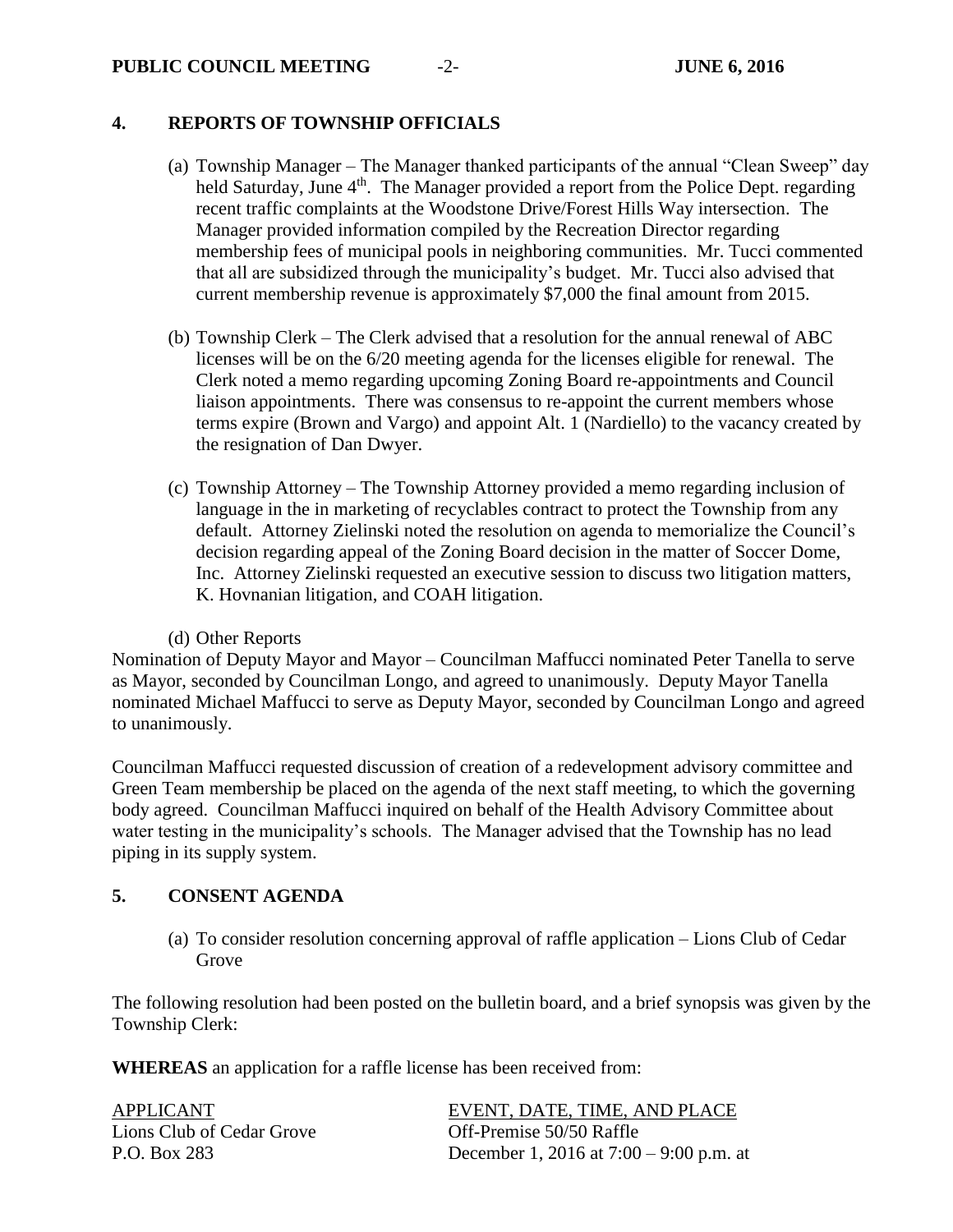## 4. REPORTS OF TOWNSHIP OFFICIALS

(a) Township Manager – The Manager thanked participants of the annual "Clean Sweep" day held Saturday, June 4th. The Manager provided a report from the Police Dept. regarding recent traffic complaints at the Woodstone Drive/Forest Hills Way intersection. The Manager provided information compiled by the Recreation Director regarding membership fees of municipal pools in neighboring communities. Mr. Tucci commented that all are subsidized through the municipality's budget. Mr. Tucci also advised that current membership revenue is approximately $7,000 the final amount from 2015.

(b) Township Clerk – The Clerk advised that a resolution for the annual renewal of ABC licenses will be on the 6/20 meeting agenda for the licenses eligible for renewal. The Clerk noted a memo regarding upcoming Zoning Board re-appointments and Council liaison appointments. There was consensus to re-appoint the current members whose terms expire (Brown and Vargo) and appoint Alt. 1 (Nardiello) to the vacancy created by the resignation of Dan Dwyer.

(c) Township Attorney – The Township Attorney provided a memo regarding inclusion of language in the in marketing of recyclables contract to protect the Township from any default. Attorney Zielinski noted the resolution on agenda to memorialize the Council's decision regarding appeal of the Zoning Board decision in the matter of Soccer Dome, Inc. Attorney Zielinski requested an executive session to discuss two litigation matters, K. Hovnanian litigation, and COAH litigation.

(d) Other Reports

Nomination of Deputy Mayor and Mayor – Councilman Maffucci nominated Peter Tanella to serve as Mayor, seconded by Councilman Longo, and agreed to unanimously. Deputy Mayor Tanella nominated Michael Maffucci to serve as Deputy Mayor, seconded by Councilman Longo and agreed to unanimously.

Councilman Maffucci requested discussion of creation of a redevelopment advisory committee and Green Team membership be placed on the agenda of the next staff meeting, to which the governing body agreed. Councilman Maffucci inquired on behalf of the Health Advisory Committee about water testing in the municipality's schools. The Manager advised that the Township has no lead piping in its supply system.

## 5. CONSENT AGENDA

(a) To consider resolution concerning approval of raffle application – Lions Club of Cedar Grove

The following resolution had been posted on the bulletin board, and a brief synopsis was given by the Township Clerk:

**WHEREAS** an application for a raffle license has been received from:

| APPLICANT | EVENT, DATE, TIME, AND PLACE |
|---|---|
| Lions Club of Cedar Grove | Off-Premise 50/50 Raffle |
| P.O. Box 283 | December 1, 2016 at 7:00 – 9:00 p.m. at |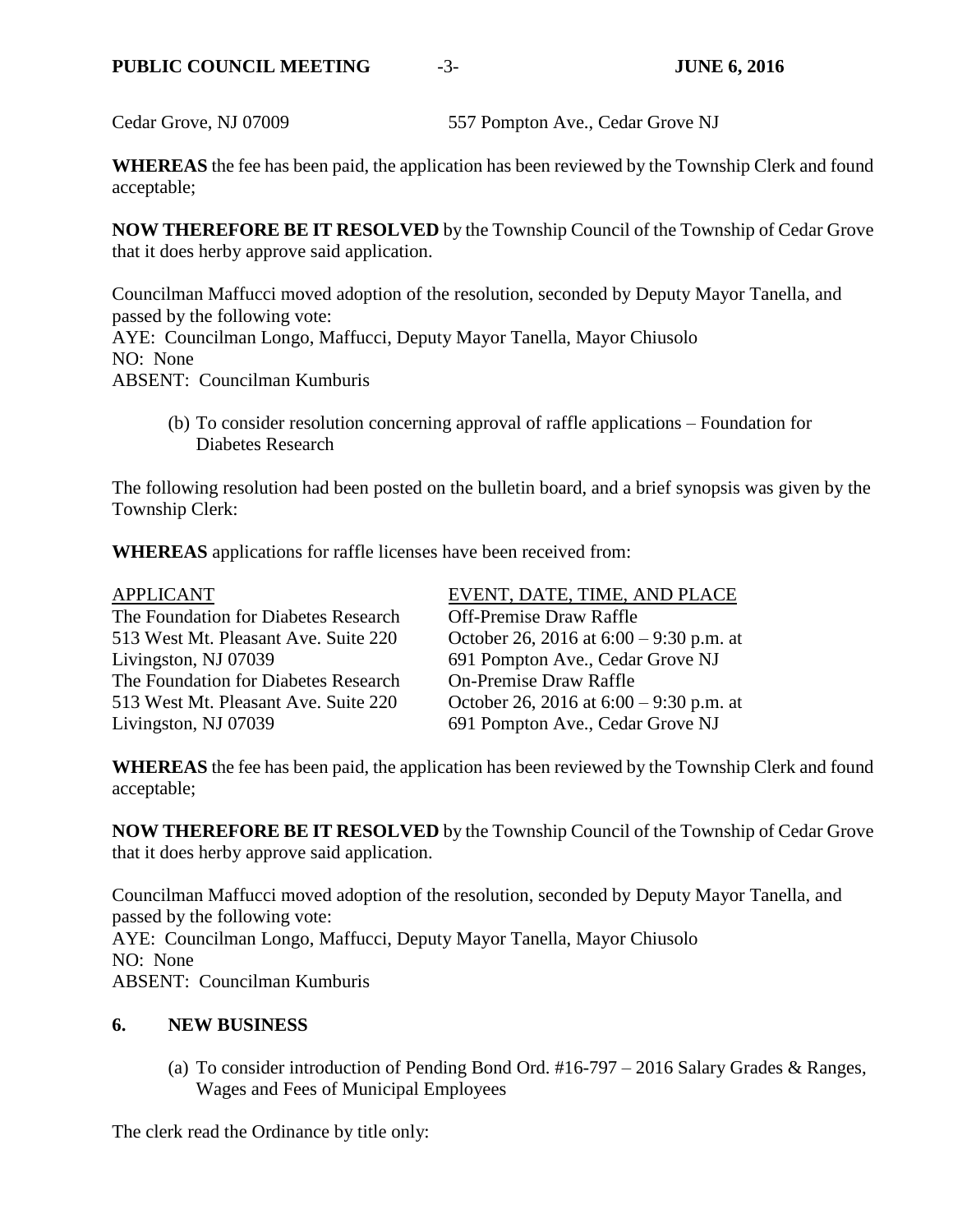Cedar Grove, NJ 07009 557 Pompton Ave., Cedar Grove NJ

**WHEREAS** the fee has been paid, the application has been reviewed by the Township Clerk and found acceptable;

**NOW THEREFORE BE IT RESOLVED** by the Township Council of the Township of Cedar Grove that it does herby approve said application.

Councilman Maffucci moved adoption of the resolution, seconded by Deputy Mayor Tanella, and passed by the following vote:
AYE: Councilman Longo, Maffucci, Deputy Mayor Tanella, Mayor Chiusolo
NO: None
ABSENT: Councilman Kumburis

(b) To consider resolution concerning approval of raffle applications – Foundation for Diabetes Research

The following resolution had been posted on the bulletin board, and a brief synopsis was given by the Township Clerk:

**WHEREAS** applications for raffle licenses have been received from:

| APPLICANT | EVENT, DATE, TIME, AND PLACE |
|---|---|
| The Foundation for Diabetes Research<br>513 West Mt. Pleasant Ave. Suite 220<br>Livingston, NJ 07039 | Off-Premise Draw Raffle<br>October 26, 2016 at 6:00 – 9:30 p.m. at<br>691 Pompton Ave., Cedar Grove NJ |
| The Foundation for Diabetes Research<br>513 West Mt. Pleasant Ave. Suite 220<br>Livingston, NJ 07039 | On-Premise Draw Raffle<br>October 26, 2016 at 6:00 – 9:30 p.m. at<br>691 Pompton Ave., Cedar Grove NJ |

**WHEREAS** the fee has been paid, the application has been reviewed by the Township Clerk and found acceptable;

**NOW THEREFORE BE IT RESOLVED** by the Township Council of the Township of Cedar Grove that it does herby approve said application.

Councilman Maffucci moved adoption of the resolution, seconded by Deputy Mayor Tanella, and passed by the following vote:
AYE: Councilman Longo, Maffucci, Deputy Mayor Tanella, Mayor Chiusolo
NO: None
ABSENT: Councilman Kumburis

## 6. NEW BUSINESS

(a) To consider introduction of Pending Bond Ord. #16-797 – 2016 Salary Grades & Ranges, Wages and Fees of Municipal Employees

The clerk read the Ordinance by title only: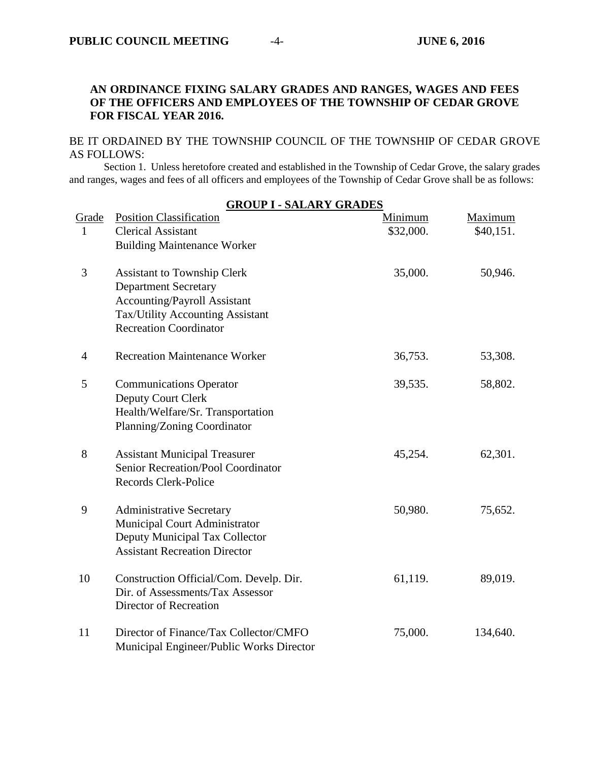**AN ORDINANCE FIXING SALARY GRADES AND RANGES, WAGES AND FEES OF THE OFFICERS AND EMPLOYEES OF THE TOWNSHIP OF CEDAR GROVE FOR FISCAL YEAR 2016.**

BE IT ORDAINED BY THE TOWNSHIP COUNCIL OF THE TOWNSHIP OF CEDAR GROVE AS FOLLOWS:

Section 1. Unless heretofore created and established in the Township of Cedar Grove, the salary grades and ranges, wages and fees of all officers and employees of the Township of Cedar Grove shall be as follows:

**GROUP I - SALARY GRADES**

| Grade | Position Classification | Minimum | Maximum |
|---|---|---|---|
| 1 | Clerical Assistant<br>Building Maintenance Worker | $32,000. | $40,151. |
| 3 | Assistant to Township Clerk<br>Department Secretary<br>Accounting/Payroll Assistant<br>Tax/Utility Accounting Assistant<br>Recreation Coordinator | 35,000. | 50,946. |
| 4 | Recreation Maintenance Worker | 36,753. | 53,308. |
| 5 | Communications Operator<br>Deputy Court Clerk<br>Health/Welfare/Sr. Transportation<br>Planning/Zoning Coordinator | 39,535. | 58,802. |
| 8 | Assistant Municipal Treasurer<br>Senior Recreation/Pool Coordinator<br>Records Clerk-Police | 45,254. | 62,301. |
| 9 | Administrative Secretary<br>Municipal Court Administrator<br>Deputy Municipal Tax Collector<br>Assistant Recreation Director | 50,980. | 75,652. |
| 10 | Construction Official/Com. Develp. Dir.<br>Dir. of Assessments/Tax Assessor<br>Director of Recreation | 61,119. | 89,019. |
| 11 | Director of Finance/Tax Collector/CMFO<br>Municipal Engineer/Public Works Director | 75,000. | 134,640. |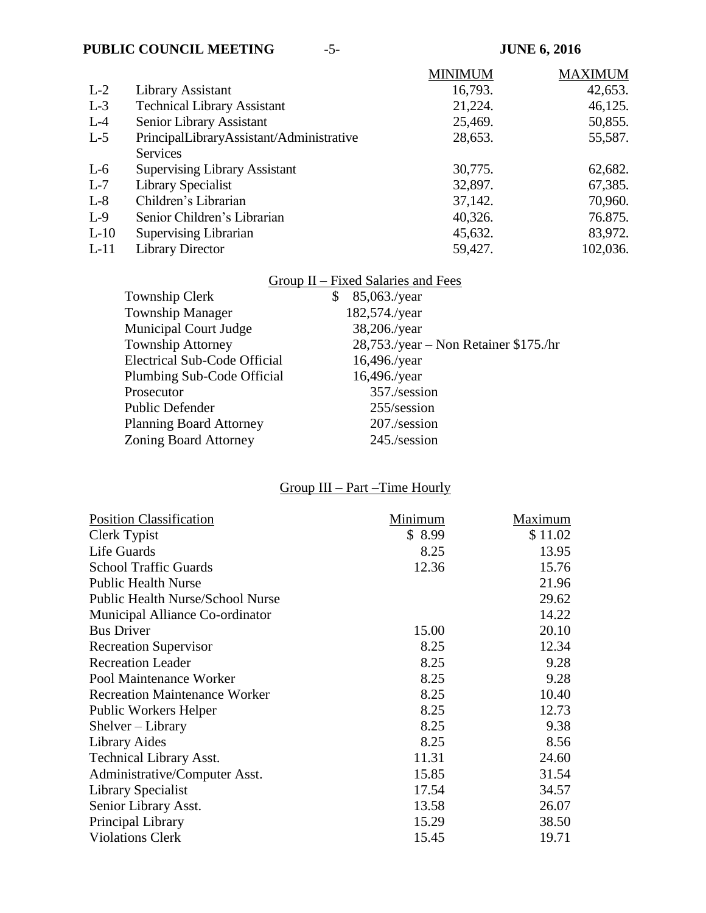| | | MINIMUM | MAXIMUM |
|---|---|---|---|
| L-2 | Library Assistant | 16,793. | 42,653. |
| L-3 | Technical Library Assistant | 21,224. | 46,125. |
| L-4 | Senior Library Assistant | 25,469. | 50,855. |
| L-5 | PrincipalLibraryAssistant/Administrative Services | 28,653. | 55,587. |
| L-6 | Supervising Library Assistant | 30,775. | 62,682. |
| L-7 | Library Specialist | 32,897. | 67,385. |
| L-8 | Children's Librarian | 37,142. | 70,960. |
| L-9 | Senior Children's Librarian | 40,326. | 76.875. |
| L-10 | Supervising Librarian | 45,632. | 83,972. |
| L-11 | Library Director | 59,427. | 102,036. |

## Group II – Fixed Salaries and Fees

| | |
|---|---|
| Township Clerk | $ 85,063./year |
| Township Manager | 182,574./year |
| Municipal Court Judge | 38,206./year |
| Township Attorney | 28,753./year – Non Retainer $175./hr |
| Electrical Sub-Code Official | 16,496./year |
| Plumbing Sub-Code Official | 16,496./year |
| Prosecutor | 357./session |
| Public Defender | 255/session |
| Planning Board Attorney | 207./session |
| Zoning Board Attorney | 245./session |

## Group III – Part –Time Hourly

| Position Classification | Minimum | Maximum |
|---|---|---|
| Clerk Typist | $ 8.99 | $ 11.02 |
| Life Guards | 8.25 | 13.95 |
| School Traffic Guards | 12.36 | 15.76 |
| Public Health Nurse | | 21.96 |
| Public Health Nurse/School Nurse | | 29.62 |
| Municipal Alliance Co-ordinator | | 14.22 |
| Bus Driver | 15.00 | 20.10 |
| Recreation Supervisor | 8.25 | 12.34 |
| Recreation Leader | 8.25 | 9.28 |
| Pool Maintenance Worker | 8.25 | 9.28 |
| Recreation Maintenance Worker | 8.25 | 10.40 |
| Public Workers Helper | 8.25 | 12.73 |
| Shelver – Library | 8.25 | 9.38 |
| Library Aides | 8.25 | 8.56 |
| Technical Library Asst. | 11.31 | 24.60 |
| Administrative/Computer Asst. | 15.85 | 31.54 |
| Library Specialist | 17.54 | 34.57 |
| Senior Library Asst. | 13.58 | 26.07 |
| Principal Library | 15.29 | 38.50 |
| Violations Clerk | 15.45 | 19.71 |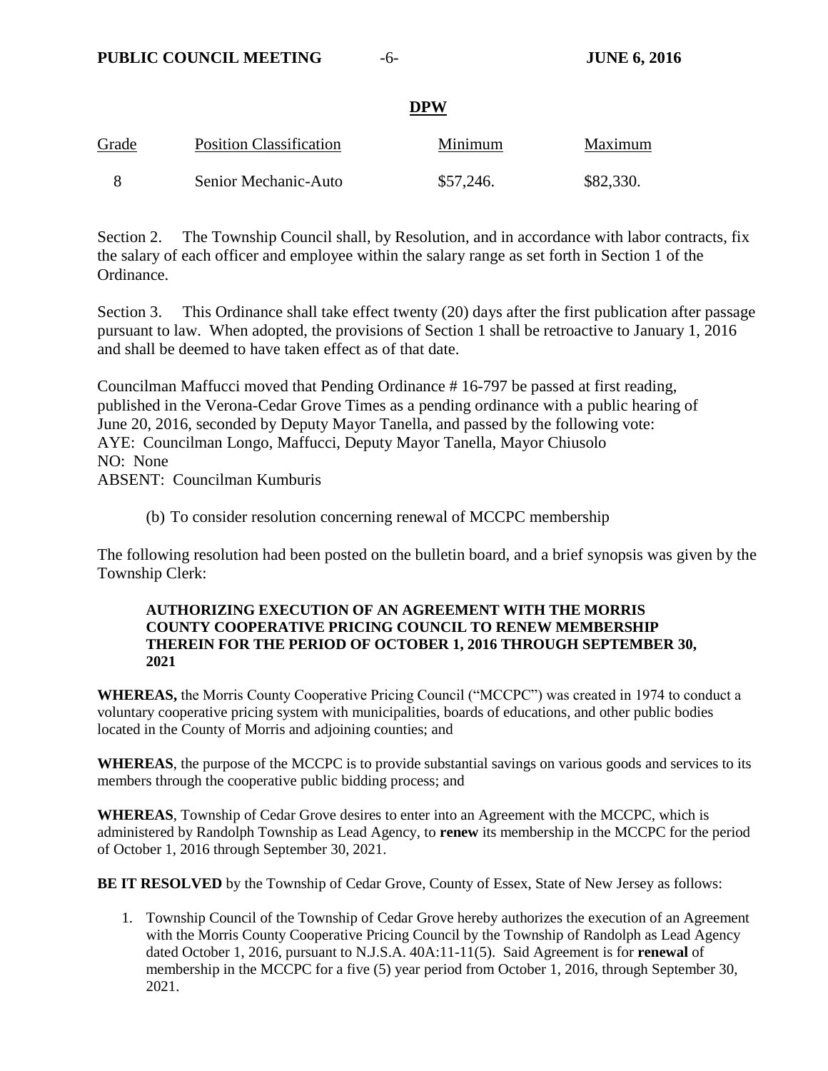**DPW**

| Grade | Position Classification | Minimum | Maximum |
|---|---|---|---|
| 8 | Senior Mechanic-Auto | $57,246. | $82,330. |

Section 2. The Township Council shall, by Resolution, and in accordance with labor contracts, fix the salary of each officer and employee within the salary range as set forth in Section 1 of the Ordinance.

Section 3. This Ordinance shall take effect twenty (20) days after the first publication after passage pursuant to law. When adopted, the provisions of Section 1 shall be retroactive to January 1, 2016 and shall be deemed to have taken effect as of that date.

Councilman Maffucci moved that Pending Ordinance # 16-797 be passed at first reading, published in the Verona-Cedar Grove Times as a pending ordinance with a public hearing of June 20, 2016, seconded by Deputy Mayor Tanella, and passed by the following vote:
AYE: Councilman Longo, Maffucci, Deputy Mayor Tanella, Mayor Chiusolo
NO: None
ABSENT: Councilman Kumburis

(b) To consider resolution concerning renewal of MCCPC membership

The following resolution had been posted on the bulletin board, and a brief synopsis was given by the Township Clerk:

**AUTHORIZING EXECUTION OF AN AGREEMENT WITH THE MORRIS COUNTY COOPERATIVE PRICING COUNCIL TO RENEW MEMBERSHIP THEREIN FOR THE PERIOD OF OCTOBER 1, 2016 THROUGH SEPTEMBER 30, 2021**

**WHEREAS,** the Morris County Cooperative Pricing Council ("MCCPC") was created in 1974 to conduct a voluntary cooperative pricing system with municipalities, boards of educations, and other public bodies located in the County of Morris and adjoining counties; and

**WHEREAS**, the purpose of the MCCPC is to provide substantial savings on various goods and services to its members through the cooperative public bidding process; and

**WHEREAS**, Township of Cedar Grove desires to enter into an Agreement with the MCCPC, which is administered by Randolph Township as Lead Agency, to **renew** its membership in the MCCPC for the period of October 1, 2016 through September 30, 2021.

**BE IT RESOLVED** by the Township of Cedar Grove, County of Essex, State of New Jersey as follows:

1. Township Council of the Township of Cedar Grove hereby authorizes the execution of an Agreement with the Morris County Cooperative Pricing Council by the Township of Randolph as Lead Agency dated October 1, 2016, pursuant to N.J.S.A. 40A:11-11(5). Said Agreement is for **renewal** of membership in the MCCPC for a five (5) year period from October 1, 2016, through September 30, 2021.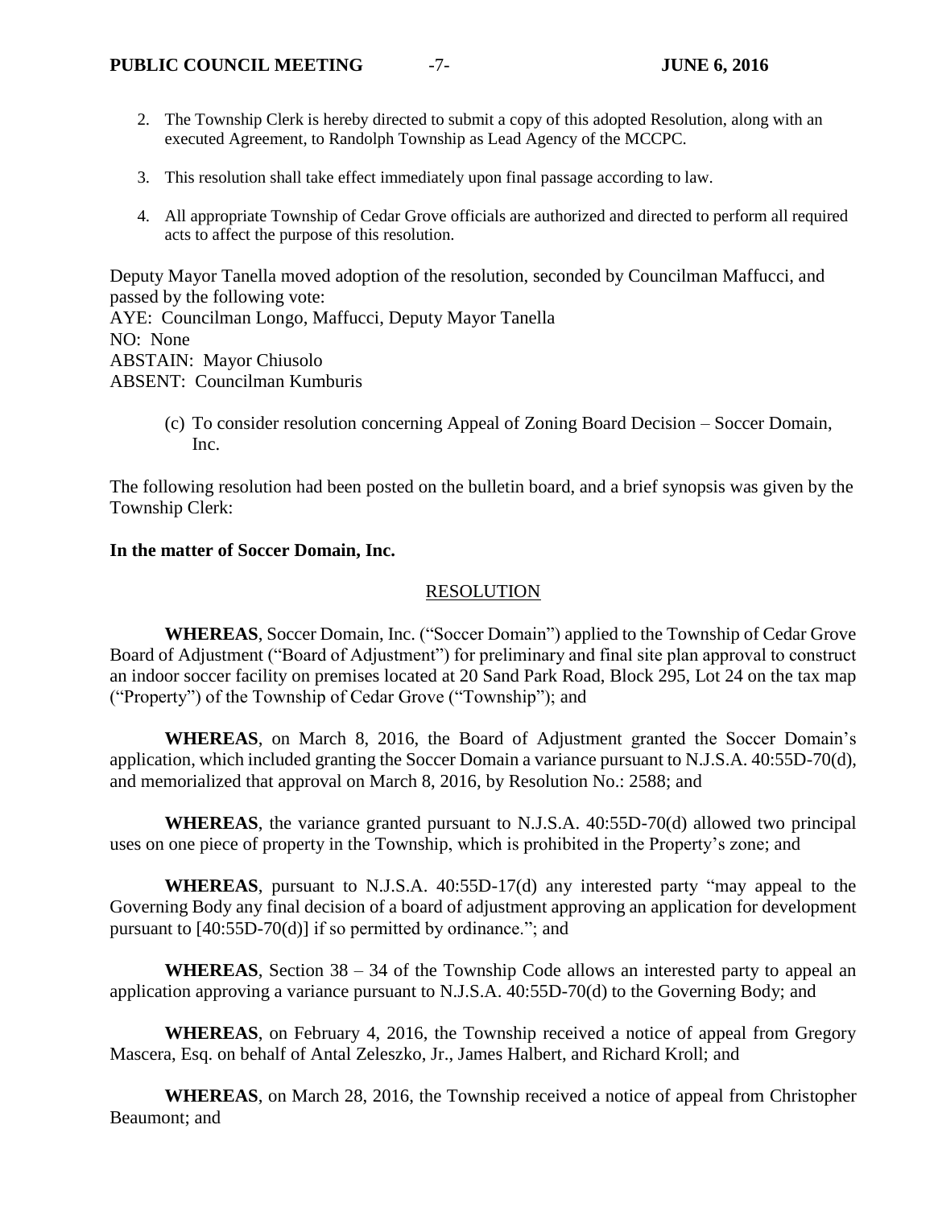2. The Township Clerk is hereby directed to submit a copy of this adopted Resolution, along with an executed Agreement, to Randolph Township as Lead Agency of the MCCPC.

3. This resolution shall take effect immediately upon final passage according to law.

4. All appropriate Township of Cedar Grove officials are authorized and directed to perform all required acts to affect the purpose of this resolution.

Deputy Mayor Tanella moved adoption of the resolution, seconded by Councilman Maffucci, and passed by the following vote:
AYE: Councilman Longo, Maffucci, Deputy Mayor Tanella
NO: None
ABSTAIN: Mayor Chiusolo
ABSENT: Councilman Kumburis

(c) To consider resolution concerning Appeal of Zoning Board Decision – Soccer Domain, Inc.

The following resolution had been posted on the bulletin board, and a brief synopsis was given by the Township Clerk:

**In the matter of Soccer Domain, Inc.**

RESOLUTION

**WHEREAS**, Soccer Domain, Inc. ("Soccer Domain") applied to the Township of Cedar Grove Board of Adjustment ("Board of Adjustment") for preliminary and final site plan approval to construct an indoor soccer facility on premises located at 20 Sand Park Road, Block 295, Lot 24 on the tax map ("Property") of the Township of Cedar Grove ("Township"); and

**WHEREAS**, on March 8, 2016, the Board of Adjustment granted the Soccer Domain's application, which included granting the Soccer Domain a variance pursuant to N.J.S.A. 40:55D-70(d), and memorialized that approval on March 8, 2016, by Resolution No.: 2588; and

**WHEREAS**, the variance granted pursuant to N.J.S.A. 40:55D-70(d) allowed two principal uses on one piece of property in the Township, which is prohibited in the Property's zone; and

**WHEREAS**, pursuant to N.J.S.A. 40:55D-17(d) any interested party "may appeal to the Governing Body any final decision of a board of adjustment approving an application for development pursuant to [40:55D-70(d)] if so permitted by ordinance."; and

**WHEREAS**, Section 38 – 34 of the Township Code allows an interested party to appeal an application approving a variance pursuant to N.J.S.A. 40:55D-70(d) to the Governing Body; and

**WHEREAS**, on February 4, 2016, the Township received a notice of appeal from Gregory Mascera, Esq. on behalf of Antal Zeleszko, Jr., James Halbert, and Richard Kroll; and

**WHEREAS**, on March 28, 2016, the Township received a notice of appeal from Christopher Beaumont; and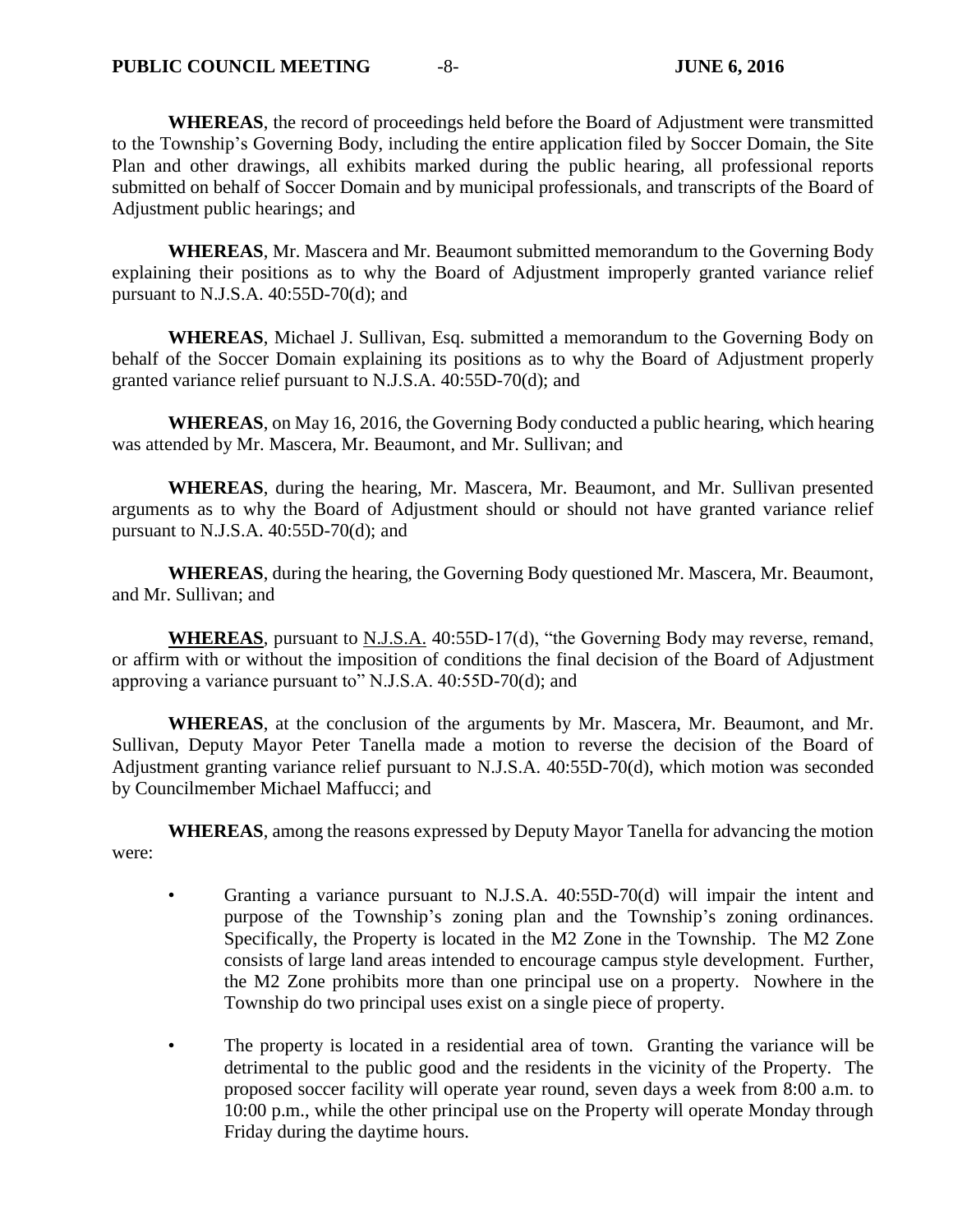**WHEREAS**, the record of proceedings held before the Board of Adjustment were transmitted to the Township's Governing Body, including the entire application filed by Soccer Domain, the Site Plan and other drawings, all exhibits marked during the public hearing, all professional reports submitted on behalf of Soccer Domain and by municipal professionals, and transcripts of the Board of Adjustment public hearings; and

**WHEREAS**, Mr. Mascera and Mr. Beaumont submitted memorandum to the Governing Body explaining their positions as to why the Board of Adjustment improperly granted variance relief pursuant to N.J.S.A. 40:55D-70(d); and

**WHEREAS**, Michael J. Sullivan, Esq. submitted a memorandum to the Governing Body on behalf of the Soccer Domain explaining its positions as to why the Board of Adjustment properly granted variance relief pursuant to N.J.S.A. 40:55D-70(d); and

**WHEREAS**, on May 16, 2016, the Governing Body conducted a public hearing, which hearing was attended by Mr. Mascera, Mr. Beaumont, and Mr. Sullivan; and

**WHEREAS**, during the hearing, Mr. Mascera, Mr. Beaumont, and Mr. Sullivan presented arguments as to why the Board of Adjustment should or should not have granted variance relief pursuant to N.J.S.A. 40:55D-70(d); and

**WHEREAS**, during the hearing, the Governing Body questioned Mr. Mascera, Mr. Beaumont, and Mr. Sullivan; and

**WHEREAS**, pursuant to N.J.S.A. 40:55D-17(d), "the Governing Body may reverse, remand, or affirm with or without the imposition of conditions the final decision of the Board of Adjustment approving a variance pursuant to" N.J.S.A. 40:55D-70(d); and

**WHEREAS**, at the conclusion of the arguments by Mr. Mascera, Mr. Beaumont, and Mr. Sullivan, Deputy Mayor Peter Tanella made a motion to reverse the decision of the Board of Adjustment granting variance relief pursuant to N.J.S.A. 40:55D-70(d), which motion was seconded by Councilmember Michael Maffucci; and

**WHEREAS**, among the reasons expressed by Deputy Mayor Tanella for advancing the motion were:

- Granting a variance pursuant to N.J.S.A. 40:55D-70(d) will impair the intent and purpose of the Township's zoning plan and the Township's zoning ordinances. Specifically, the Property is located in the M2 Zone in the Township. The M2 Zone consists of large land areas intended to encourage campus style development. Further, the M2 Zone prohibits more than one principal use on a property. Nowhere in the Township do two principal uses exist on a single piece of property.

- The property is located in a residential area of town. Granting the variance will be detrimental to the public good and the residents in the vicinity of the Property. The proposed soccer facility will operate year round, seven days a week from 8:00 a.m. to 10:00 p.m., while the other principal use on the Property will operate Monday through Friday during the daytime hours.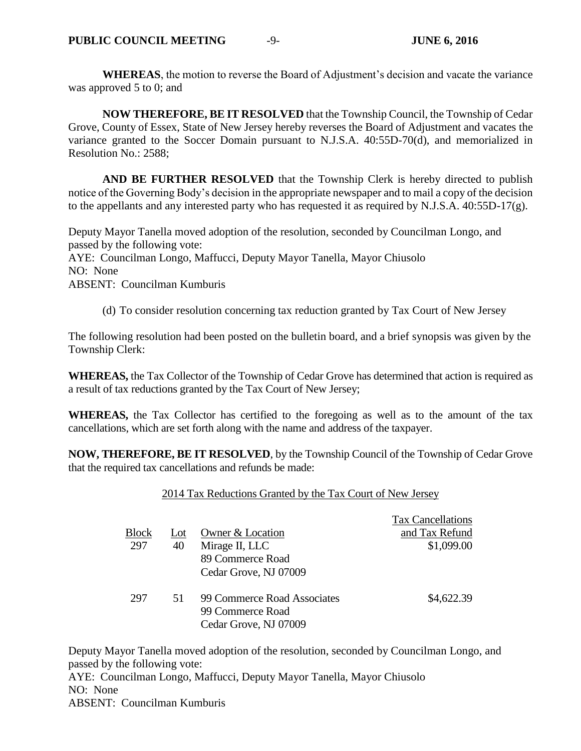**WHEREAS**, the motion to reverse the Board of Adjustment's decision and vacate the variance was approved 5 to 0; and

**NOW THEREFORE, BE IT RESOLVED** that the Township Council, the Township of Cedar Grove, County of Essex, State of New Jersey hereby reverses the Board of Adjustment and vacates the variance granted to the Soccer Domain pursuant to N.J.S.A. 40:55D-70(d), and memorialized in Resolution No.: 2588;

**AND BE FURTHER RESOLVED** that the Township Clerk is hereby directed to publish notice of the Governing Body's decision in the appropriate newspaper and to mail a copy of the decision to the appellants and any interested party who has requested it as required by N.J.S.A. 40:55D-17(g).

Deputy Mayor Tanella moved adoption of the resolution, seconded by Councilman Longo, and passed by the following vote:
AYE: Councilman Longo, Maffucci, Deputy Mayor Tanella, Mayor Chiusolo
NO: None
ABSENT: Councilman Kumburis

(d) To consider resolution concerning tax reduction granted by Tax Court of New Jersey

The following resolution had been posted on the bulletin board, and a brief synopsis was given by the Township Clerk:

**WHEREAS,** the Tax Collector of the Township of Cedar Grove has determined that action is required as a result of tax reductions granted by the Tax Court of New Jersey;

**WHEREAS,** the Tax Collector has certified to the foregoing as well as to the amount of the tax cancellations, which are set forth along with the name and address of the taxpayer.

**NOW, THEREFORE, BE IT RESOLVED**, by the Township Council of the Township of Cedar Grove that the required tax cancellations and refunds be made:

2014 Tax Reductions Granted by the Tax Court of New Jersey

| Block | Lot | Owner & Location | Tax Cancellations and Tax Refund |
|---|---|---|---|
| 297 | 40 | Mirage II, LLC<br>89 Commerce Road<br>Cedar Grove, NJ 07009 | $1,099.00 |
| 297 | 51 | 99 Commerce Road Associates<br>99 Commerce Road<br>Cedar Grove, NJ 07009 | $4,622.39 |

Deputy Mayor Tanella moved adoption of the resolution, seconded by Councilman Longo, and passed by the following vote:
AYE: Councilman Longo, Maffucci, Deputy Mayor Tanella, Mayor Chiusolo
NO: None
ABSENT: Councilman Kumburis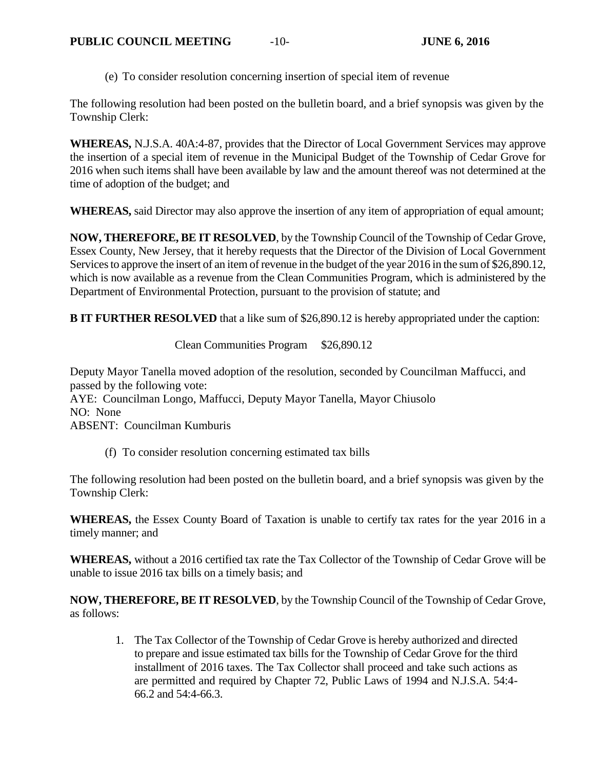(e) To consider resolution concerning insertion of special item of revenue

The following resolution had been posted on the bulletin board, and a brief synopsis was given by the Township Clerk:

**WHEREAS,** N.J.S.A. 40A:4-87, provides that the Director of Local Government Services may approve the insertion of a special item of revenue in the Municipal Budget of the Township of Cedar Grove for 2016 when such items shall have been available by law and the amount thereof was not determined at the time of adoption of the budget; and

**WHEREAS,** said Director may also approve the insertion of any item of appropriation of equal amount;

**NOW, THEREFORE, BE IT RESOLVED**, by the Township Council of the Township of Cedar Grove, Essex County, New Jersey, that it hereby requests that the Director of the Division of Local Government Services to approve the insert of an item of revenue in the budget of the year 2016 in the sum of $26,890.12, which is now available as a revenue from the Clean Communities Program, which is administered by the Department of Environmental Protection, pursuant to the provision of statute; and

**B IT FURTHER RESOLVED** that a like sum of $26,890.12 is hereby appropriated under the caption:

Clean Communities Program $26,890.12

Deputy Mayor Tanella moved adoption of the resolution, seconded by Councilman Maffucci, and passed by the following vote:
AYE: Councilman Longo, Maffucci, Deputy Mayor Tanella, Mayor Chiusolo
NO: None
ABSENT: Councilman Kumburis

(f) To consider resolution concerning estimated tax bills

The following resolution had been posted on the bulletin board, and a brief synopsis was given by the Township Clerk:

**WHEREAS,** the Essex County Board of Taxation is unable to certify tax rates for the year 2016 in a timely manner; and

**WHEREAS,** without a 2016 certified tax rate the Tax Collector of the Township of Cedar Grove will be unable to issue 2016 tax bills on a timely basis; and

**NOW, THEREFORE, BE IT RESOLVED**, by the Township Council of the Township of Cedar Grove, as follows:

1. The Tax Collector of the Township of Cedar Grove is hereby authorized and directed to prepare and issue estimated tax bills for the Township of Cedar Grove for the third installment of 2016 taxes. The Tax Collector shall proceed and take such actions as are permitted and required by Chapter 72, Public Laws of 1994 and N.J.S.A. 54:4-66.2 and 54:4-66.3.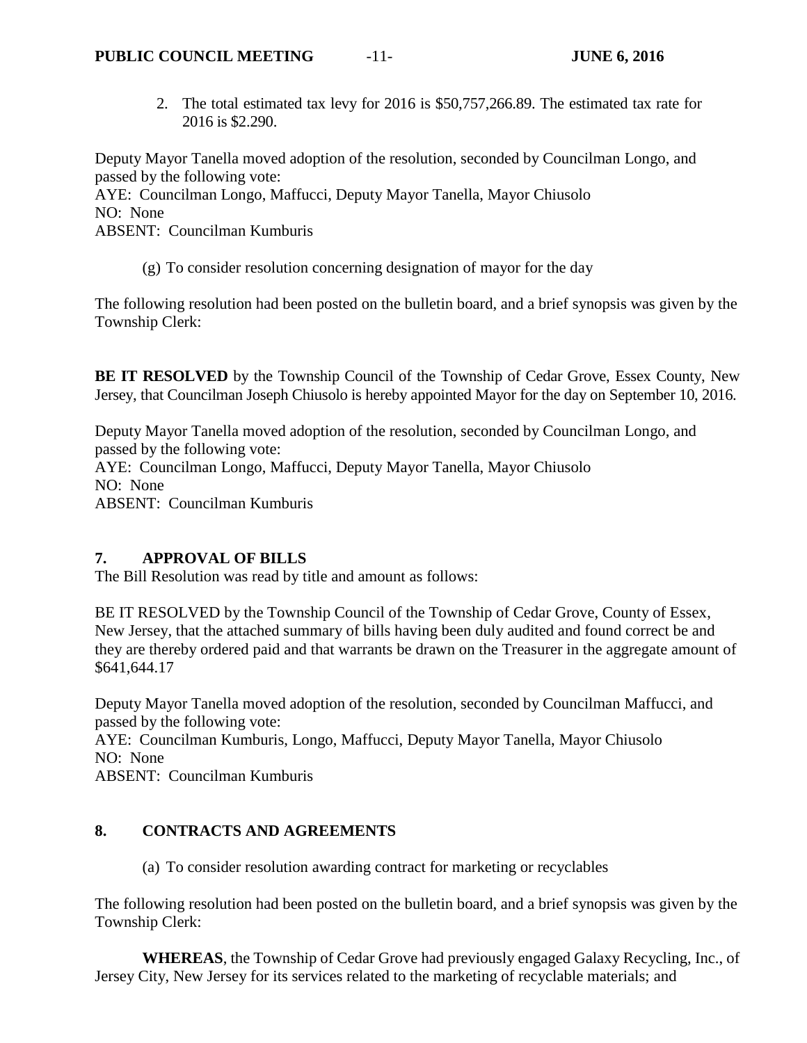2. The total estimated tax levy for 2016 is $50,757,266.89. The estimated tax rate for 2016 is $2.290.

Deputy Mayor Tanella moved adoption of the resolution, seconded by Councilman Longo, and passed by the following vote:
AYE: Councilman Longo, Maffucci, Deputy Mayor Tanella, Mayor Chiusolo
NO: None
ABSENT: Councilman Kumburis

(g) To consider resolution concerning designation of mayor for the day

The following resolution had been posted on the bulletin board, and a brief synopsis was given by the Township Clerk:

**BE IT RESOLVED** by the Township Council of the Township of Cedar Grove, Essex County, New Jersey, that Councilman Joseph Chiusolo is hereby appointed Mayor for the day on September 10, 2016.

Deputy Mayor Tanella moved adoption of the resolution, seconded by Councilman Longo, and passed by the following vote:
AYE: Councilman Longo, Maffucci, Deputy Mayor Tanella, Mayor Chiusolo
NO: None
ABSENT: Councilman Kumburis

## 7. APPROVAL OF BILLS

The Bill Resolution was read by title and amount as follows:

BE IT RESOLVED by the Township Council of the Township of Cedar Grove, County of Essex, New Jersey, that the attached summary of bills having been duly audited and found correct be and they are thereby ordered paid and that warrants be drawn on the Treasurer in the aggregate amount of $641,644.17

Deputy Mayor Tanella moved adoption of the resolution, seconded by Councilman Maffucci, and passed by the following vote:
AYE: Councilman Kumburis, Longo, Maffucci, Deputy Mayor Tanella, Mayor Chiusolo
NO: None
ABSENT: Councilman Kumburis

## 8. CONTRACTS AND AGREEMENTS

(a) To consider resolution awarding contract for marketing or recyclables

The following resolution had been posted on the bulletin board, and a brief synopsis was given by the Township Clerk:

**WHEREAS**, the Township of Cedar Grove had previously engaged Galaxy Recycling, Inc., of Jersey City, New Jersey for its services related to the marketing of recyclable materials; and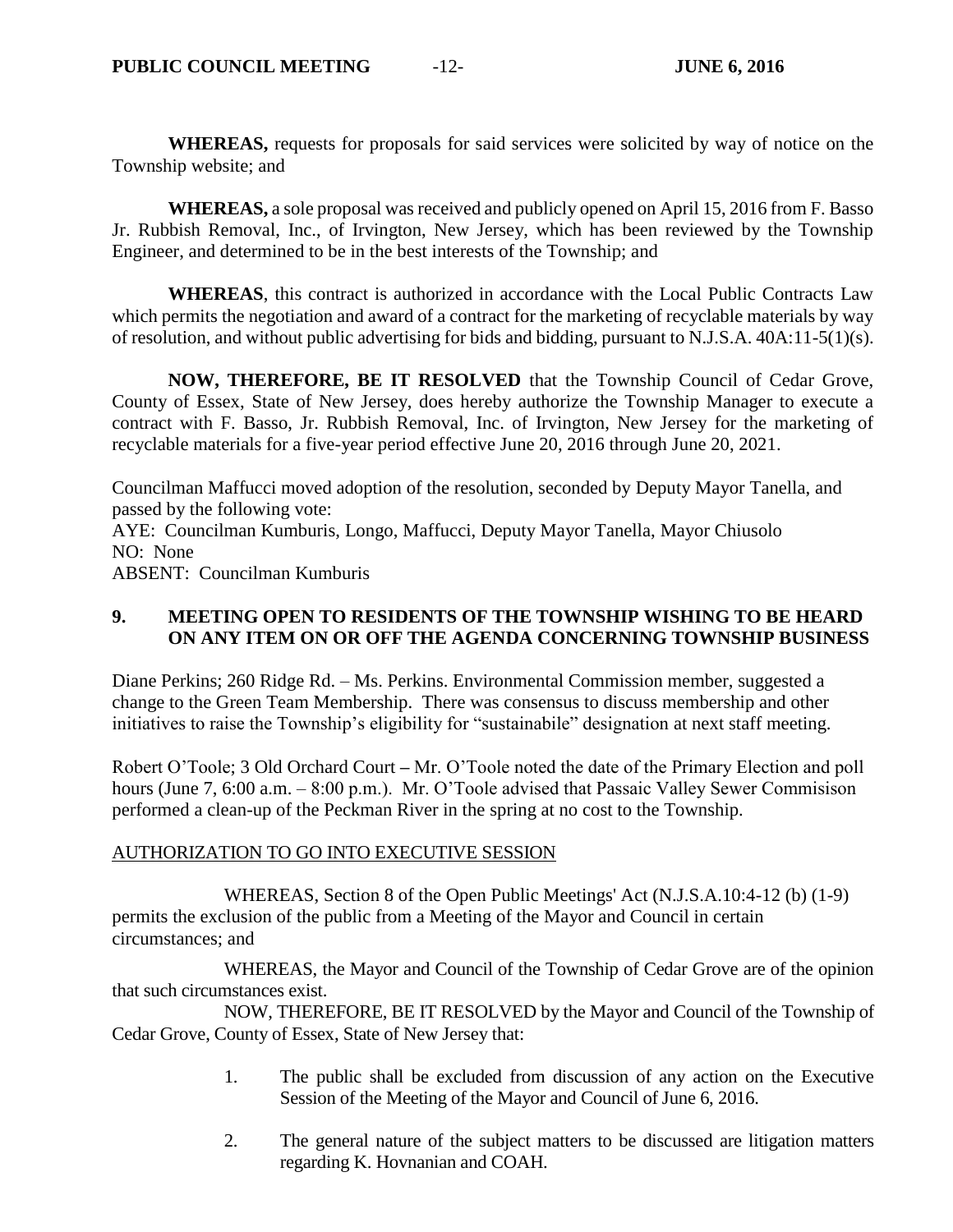**WHEREAS,** requests for proposals for said services were solicited by way of notice on the Township website; and

**WHEREAS,** a sole proposal was received and publicly opened on April 15, 2016 from F. Basso Jr. Rubbish Removal, Inc., of Irvington, New Jersey, which has been reviewed by the Township Engineer, and determined to be in the best interests of the Township; and

**WHEREAS**, this contract is authorized in accordance with the Local Public Contracts Law which permits the negotiation and award of a contract for the marketing of recyclable materials by way of resolution, and without public advertising for bids and bidding, pursuant to N.J.S.A. 40A:11-5(1)(s).

**NOW, THEREFORE, BE IT RESOLVED** that the Township Council of Cedar Grove, County of Essex, State of New Jersey, does hereby authorize the Township Manager to execute a contract with F. Basso, Jr. Rubbish Removal, Inc. of Irvington, New Jersey for the marketing of recyclable materials for a five-year period effective June 20, 2016 through June 20, 2021.

Councilman Maffucci moved adoption of the resolution, seconded by Deputy Mayor Tanella, and passed by the following vote:
AYE: Councilman Kumburis, Longo, Maffucci, Deputy Mayor Tanella, Mayor Chiusolo
NO: None
ABSENT: Councilman Kumburis

## 9. MEETING OPEN TO RESIDENTS OF THE TOWNSHIP WISHING TO BE HEARD ON ANY ITEM ON OR OFF THE AGENDA CONCERNING TOWNSHIP BUSINESS

Diane Perkins; 260 Ridge Rd. – Ms. Perkins. Environmental Commission member, suggested a change to the Green Team Membership. There was consensus to discuss membership and other initiatives to raise the Township's eligibility for "sustainabile" designation at next staff meeting.

Robert O'Toole; 3 Old Orchard Court – Mr. O'Toole noted the date of the Primary Election and poll hours (June 7, 6:00 a.m. – 8:00 p.m.). Mr. O'Toole advised that Passaic Valley Sewer Commisison performed a clean-up of the Peckman River in the spring at no cost to the Township.

AUTHORIZATION TO GO INTO EXECUTIVE SESSION

WHEREAS, Section 8 of the Open Public Meetings' Act (N.J.S.A.10:4-12 (b) (1-9) permits the exclusion of the public from a Meeting of the Mayor and Council in certain circumstances; and

WHEREAS, the Mayor and Council of the Township of Cedar Grove are of the opinion that such circumstances exist.

NOW, THEREFORE, BE IT RESOLVED by the Mayor and Council of the Township of Cedar Grove, County of Essex, State of New Jersey that:

1. The public shall be excluded from discussion of any action on the Executive Session of the Meeting of the Mayor and Council of June 6, 2016.

2. The general nature of the subject matters to be discussed are litigation matters regarding K. Hovnanian and COAH.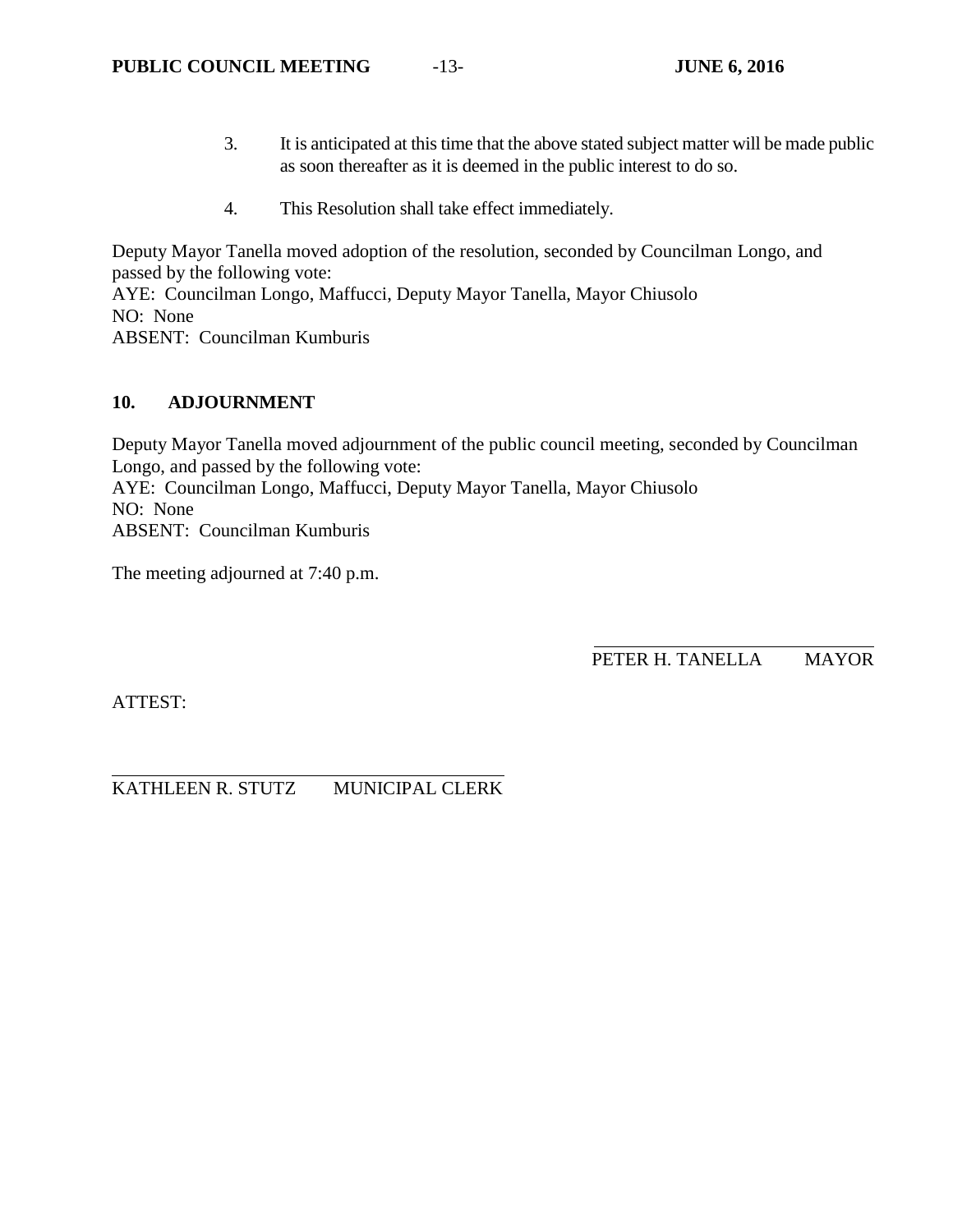3. It is anticipated at this time that the above stated subject matter will be made public as soon thereafter as it is deemed in the public interest to do so.

4. This Resolution shall take effect immediately.

Deputy Mayor Tanella moved adoption of the resolution, seconded by Councilman Longo, and passed by the following vote:
AYE: Councilman Longo, Maffucci, Deputy Mayor Tanella, Mayor Chiusolo
NO: None
ABSENT: Councilman Kumburis

## 10. ADJOURNMENT

Deputy Mayor Tanella moved adjournment of the public council meeting, seconded by Councilman Longo, and passed by the following vote:
AYE: Councilman Longo, Maffucci, Deputy Mayor Tanella, Mayor Chiusolo
NO: None
ABSENT: Councilman Kumburis

The meeting adjourned at 7:40 p.m.

PETER H. TANELLA MAYOR

ATTEST:

KATHLEEN R. STUTZ MUNICIPAL CLERK